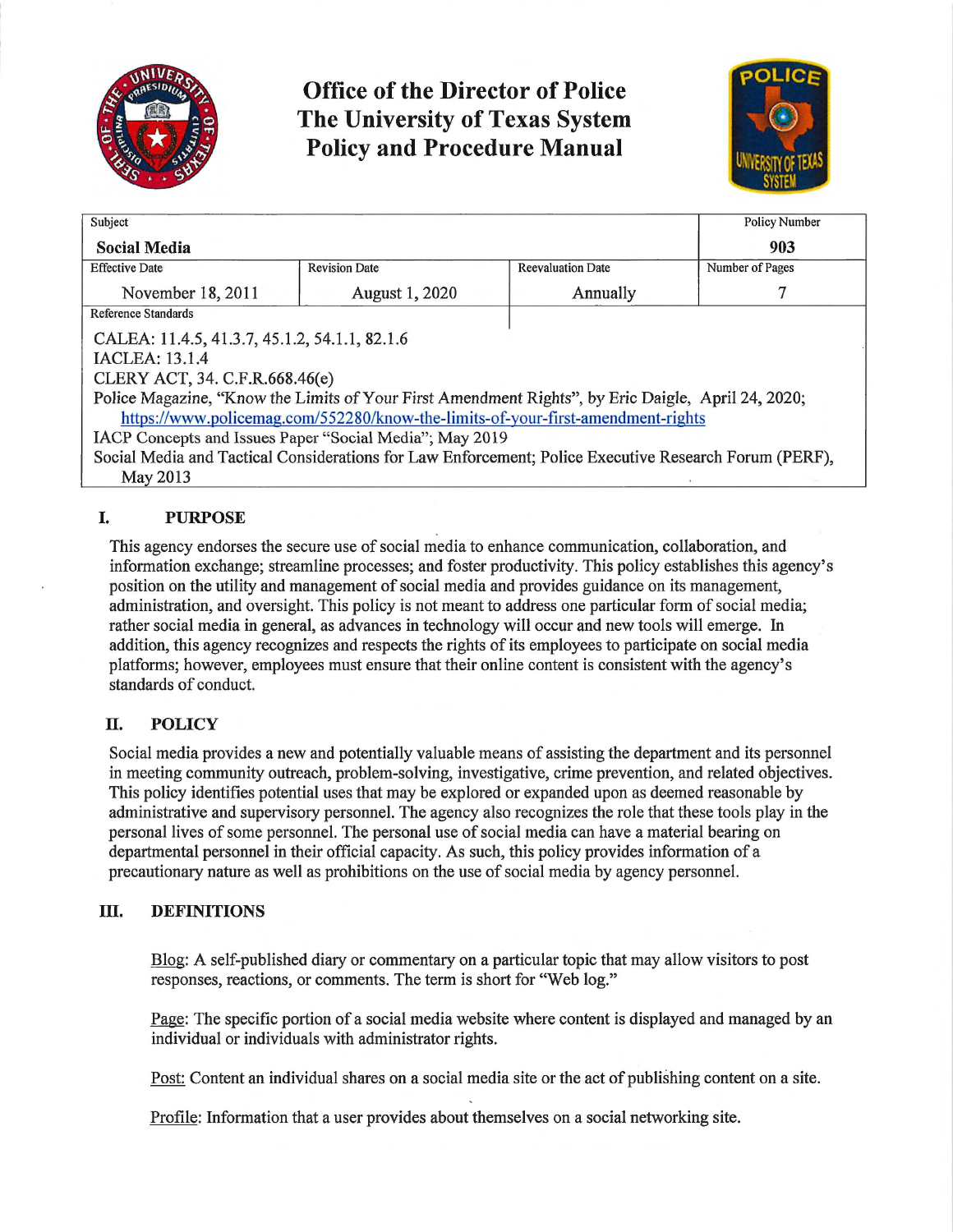# Office of the Director of Police
# The University of Texas System
# Policy and Procedure Manual

| Subject | | | Policy Number |
|---|---|---|---|
| **Social Media** | | | **903** |
| Effective Date | Revision Date | Reevaluation Date | Number of Pages |
| November 18, 2011 | August 1, 2020 | Annually | 7 |
| Reference Standards | | | |

CALEA: 11.4.5, 41.3.7, 45.1.2, 54.1.1, 82.1.6
IACLEA: 13.1.4
CLERY ACT, 34. C.F.R.668.46(e)
Police Magazine, "Know the Limits of Your First Amendment Rights", by Eric Daigle, April 24, 2020; https://www.policemag.com/552280/know-the-limits-of-your-first-amendment-rights
IACP Concepts and Issues Paper "Social Media"; May 2019
Social Media and Tactical Considerations for Law Enforcement; Police Executive Research Forum (PERF), May 2013

## I. PURPOSE

This agency endorses the secure use of social media to enhance communication, collaboration, and information exchange; streamline processes; and foster productivity. This policy establishes this agency's position on the utility and management of social media and provides guidance on its management, administration, and oversight. This policy is not meant to address one particular form of social media; rather social media in general, as advances in technology will occur and new tools will emerge. In addition, this agency recognizes and respects the rights of its employees to participate on social media platforms; however, employees must ensure that their online content is consistent with the agency's standards of conduct.

## II. POLICY

Social media provides a new and potentially valuable means of assisting the department and its personnel in meeting community outreach, problem-solving, investigative, crime prevention, and related objectives. This policy identifies potential uses that may be explored or expanded upon as deemed reasonable by administrative and supervisory personnel. The agency also recognizes the role that these tools play in the personal lives of some personnel. The personal use of social media can have a material bearing on departmental personnel in their official capacity. As such, this policy provides information of a precautionary nature as well as prohibitions on the use of social media by agency personnel.

## III. DEFINITIONS

Blog: A self-published diary or commentary on a particular topic that may allow visitors to post responses, reactions, or comments. The term is short for "Web log."

Page: The specific portion of a social media website where content is displayed and managed by an individual or individuals with administrator rights.

Post: Content an individual shares on a social media site or the act of publishing content on a site.

Profile: Information that a user provides about themselves on a social networking site.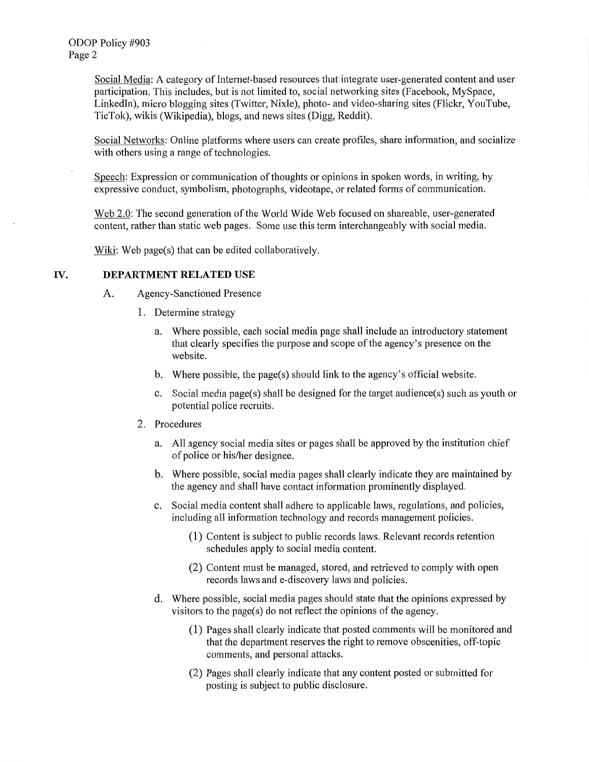Social Media: A category of Internet-based resources that integrate user-generated content and user participation. This includes, but is not limited to, social networking sites (Facebook, MySpace, LinkedIn), micro blogging sites (Twitter, Nixle), photo- and video-sharing sites (Flickr, YouTube, TicTok), wikis (Wikipedia), blogs, and news sites (Digg, Reddit).

Social Networks: Online platforms where users can create profiles, share information, and socialize with others using a range of technologies.

Speech: Expression or communication of thoughts or opinions in spoken words, in writing, by expressive conduct, symbolism, photographs, videotape, or related forms of communication.

Web 2.0: The second generation of the World Wide Web focused on shareable, user-generated content, rather than static web pages. Some use this term interchangeably with social media.

Wiki: Web page(s) that can be edited collaboratively.

## IV. DEPARTMENT RELATED USE

A. Agency-Sanctioned Presence

1. Determine strategy

   a. Where possible, each social media page shall include an introductory statement that clearly specifies the purpose and scope of the agency's presence on the website.

   b. Where possible, the page(s) should link to the agency's official website.

   c. Social media page(s) shall be designed for the target audience(s) such as youth or potential police recruits.

2. Procedures

   a. All agency social media sites or pages shall be approved by the institution chief of police or his/her designee.

   b. Where possible, social media pages shall clearly indicate they are maintained by the agency and shall have contact information prominently displayed.

   c. Social media content shall adhere to applicable laws, regulations, and policies, including all information technology and records management policies.

      (1) Content is subject to public records laws. Relevant records retention schedules apply to social media content.

      (2) Content must be managed, stored, and retrieved to comply with open records laws and e-discovery laws and policies.

   d. Where possible, social media pages should state that the opinions expressed by visitors to the page(s) do not reflect the opinions of the agency.

      (1) Pages shall clearly indicate that posted comments will be monitored and that the department reserves the right to remove obscenities, off-topic comments, and personal attacks.

      (2) Pages shall clearly indicate that any content posted or submitted for posting is subject to public disclosure.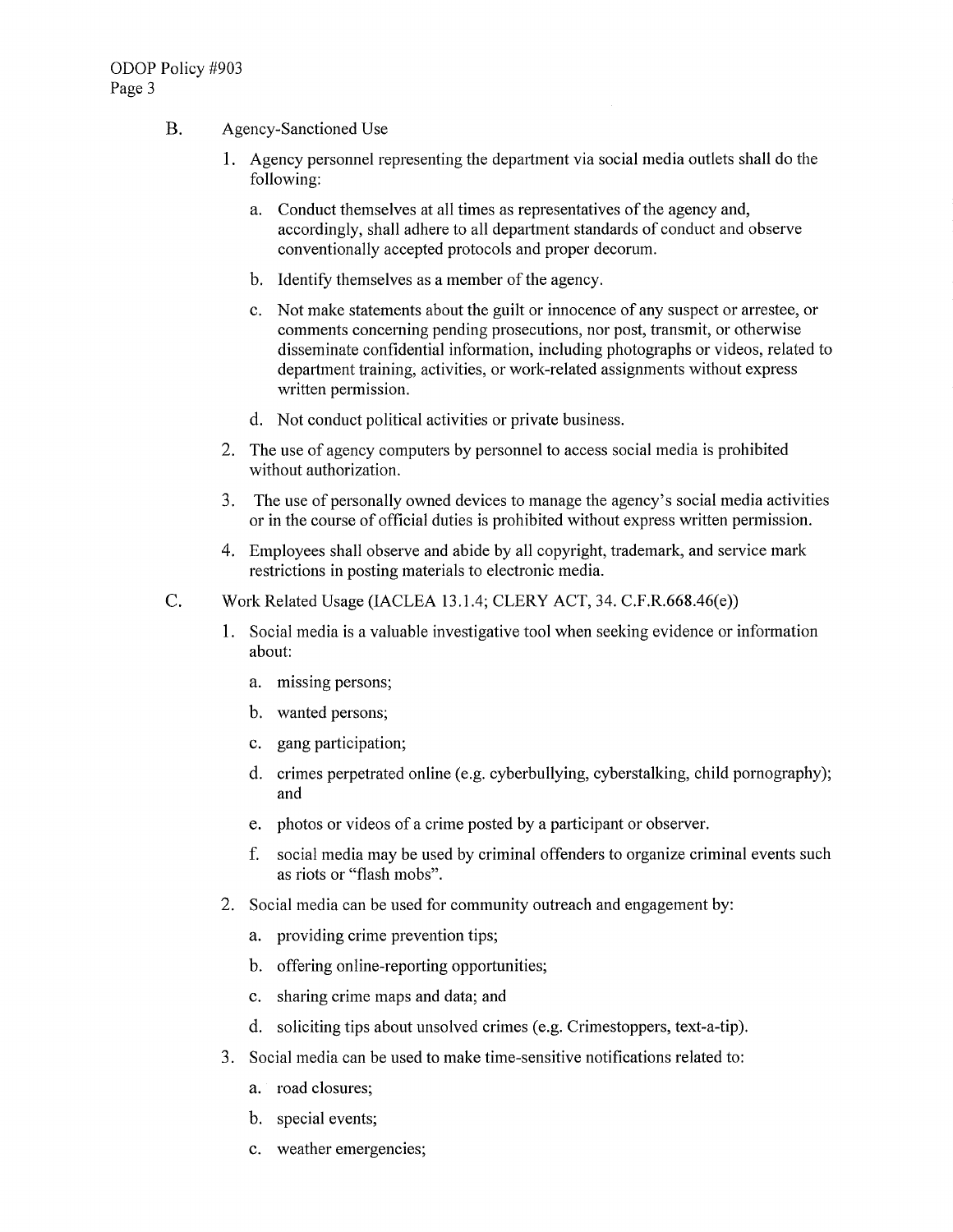B. Agency-Sanctioned Use

1. Agency personnel representing the department via social media outlets shall do the following:

    a. Conduct themselves at all times as representatives of the agency and, accordingly, shall adhere to all department standards of conduct and observe conventionally accepted protocols and proper decorum.

    b. Identify themselves as a member of the agency.

    c. Not make statements about the guilt or innocence of any suspect or arrestee, or comments concerning pending prosecutions, nor post, transmit, or otherwise disseminate confidential information, including photographs or videos, related to department training, activities, or work-related assignments without express written permission.

    d. Not conduct political activities or private business.

2. The use of agency computers by personnel to access social media is prohibited without authorization.

3. The use of personally owned devices to manage the agency's social media activities or in the course of official duties is prohibited without express written permission.

4. Employees shall observe and abide by all copyright, trademark, and service mark restrictions in posting materials to electronic media.

C. Work Related Usage (IACLEA 13.1.4; CLERY ACT, 34. C.F.R.668.46(e))

1. Social media is a valuable investigative tool when seeking evidence or information about:

    a. missing persons;

    b. wanted persons;

    c. gang participation;

    d. crimes perpetrated online (e.g. cyberbullying, cyberstalking, child pornography); and

    e. photos or videos of a crime posted by a participant or observer.

    f. social media may be used by criminal offenders to organize criminal events such as riots or "flash mobs".

2. Social media can be used for community outreach and engagement by:

    a. providing crime prevention tips;

    b. offering online-reporting opportunities;

    c. sharing crime maps and data; and

    d. soliciting tips about unsolved crimes (e.g. Crimestoppers, text-a-tip).

3. Social media can be used to make time-sensitive notifications related to:

    a. road closures;

    b. special events;

    c. weather emergencies;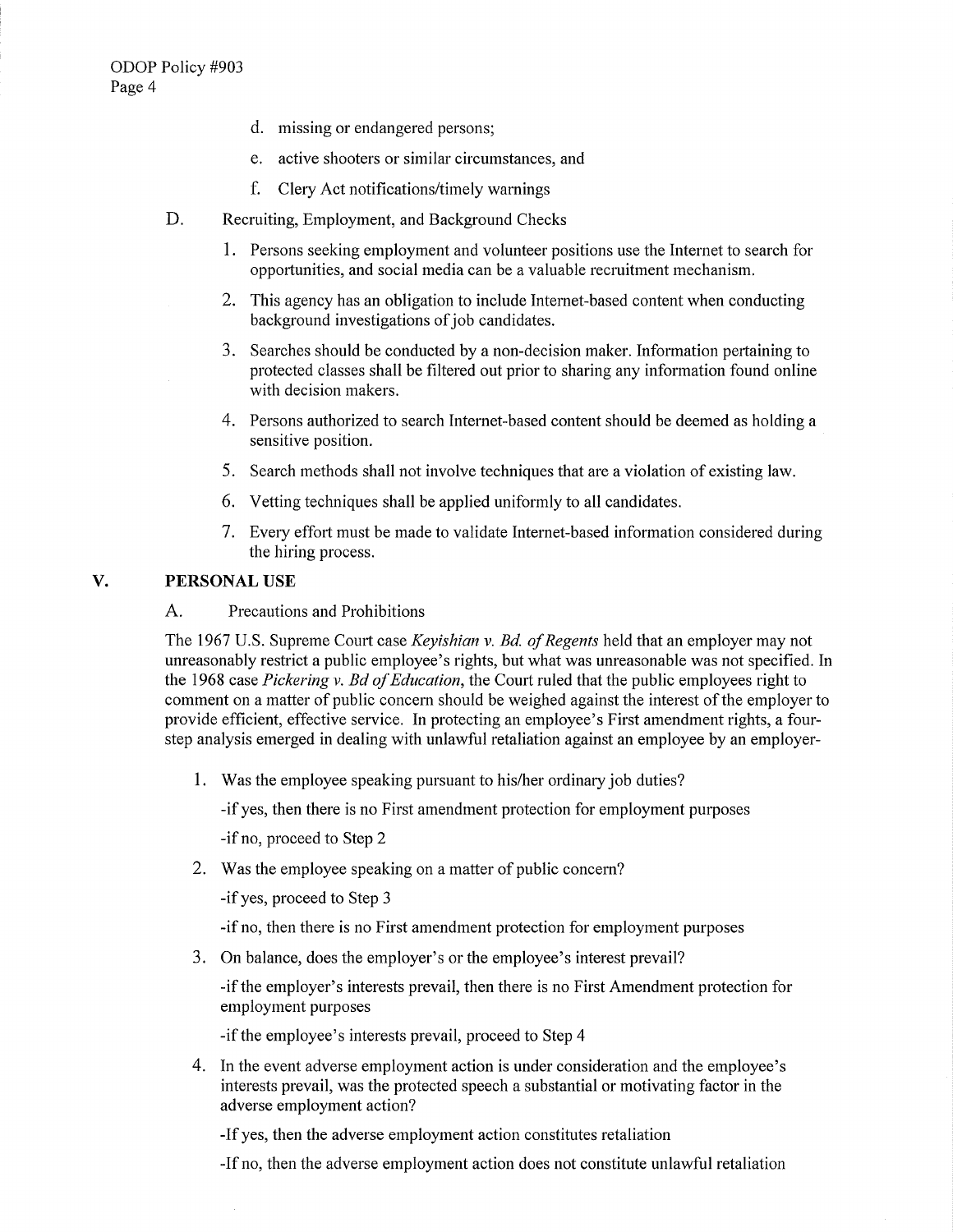d. missing or endangered persons;

e. active shooters or similar circumstances, and

f. Clery Act notifications/timely warnings

D. Recruiting, Employment, and Background Checks

1. Persons seeking employment and volunteer positions use the Internet to search for opportunities, and social media can be a valuable recruitment mechanism.
2. This agency has an obligation to include Internet-based content when conducting background investigations of job candidates.
3. Searches should be conducted by a non-decision maker. Information pertaining to protected classes shall be filtered out prior to sharing any information found online with decision makers.
4. Persons authorized to search Internet-based content should be deemed as holding a sensitive position.
5. Search methods shall not involve techniques that are a violation of existing law.
6. Vetting techniques shall be applied uniformly to all candidates.
7. Every effort must be made to validate Internet-based information considered during the hiring process.

## V. PERSONAL USE

A. Precautions and Prohibitions

The 1967 U.S. Supreme Court case *Keyishian v. Bd. of Regents* held that an employer may not unreasonably restrict a public employee's rights, but what was unreasonable was not specified. In the 1968 case *Pickering v. Bd of Education*, the Court ruled that the public employees right to comment on a matter of public concern should be weighed against the interest of the employer to provide efficient, effective service. In protecting an employee's First amendment rights, a four-step analysis emerged in dealing with unlawful retaliation against an employee by an employer-

1. Was the employee speaking pursuant to his/her ordinary job duties?

   -if yes, then there is no First amendment protection for employment purposes

   -if no, proceed to Step 2

2. Was the employee speaking on a matter of public concern?

   -if yes, proceed to Step 3

   -if no, then there is no First amendment protection for employment purposes

3. On balance, does the employer's or the employee's interest prevail?

   -if the employer's interests prevail, then there is no First Amendment protection for employment purposes

   -if the employee's interests prevail, proceed to Step 4

4. In the event adverse employment action is under consideration and the employee's interests prevail, was the protected speech a substantial or motivating factor in the adverse employment action?

   -If yes, then the adverse employment action constitutes retaliation

   -If no, then the adverse employment action does not constitute unlawful retaliation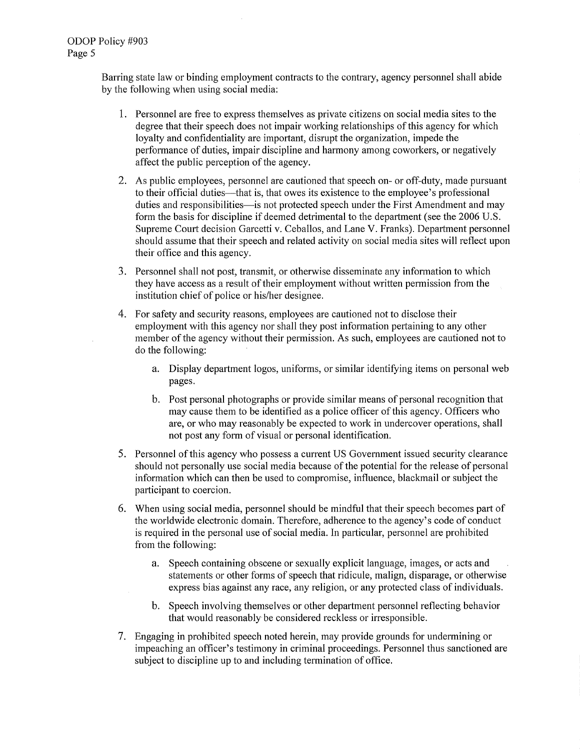Barring state law or binding employment contracts to the contrary, agency personnel shall abide by the following when using social media:

1. Personnel are free to express themselves as private citizens on social media sites to the degree that their speech does not impair working relationships of this agency for which loyalty and confidentiality are important, disrupt the organization, impede the performance of duties, impair discipline and harmony among coworkers, or negatively affect the public perception of the agency.

2. As public employees, personnel are cautioned that speech on- or off-duty, made pursuant to their official duties—that is, that owes its existence to the employee's professional duties and responsibilities—is not protected speech under the First Amendment and may form the basis for discipline if deemed detrimental to the department (see the 2006 U.S. Supreme Court decision Garcetti v. Ceballos, and Lane V. Franks). Department personnel should assume that their speech and related activity on social media sites will reflect upon their office and this agency.

3. Personnel shall not post, transmit, or otherwise disseminate any information to which they have access as a result of their employment without written permission from the institution chief of police or his/her designee.

4. For safety and security reasons, employees are cautioned not to disclose their employment with this agency nor shall they post information pertaining to any other member of the agency without their permission. As such, employees are cautioned not to do the following:

   a. Display department logos, uniforms, or similar identifying items on personal web pages.

   b. Post personal photographs or provide similar means of personal recognition that may cause them to be identified as a police officer of this agency. Officers who are, or who may reasonably be expected to work in undercover operations, shall not post any form of visual or personal identification.

5. Personnel of this agency who possess a current US Government issued security clearance should not personally use social media because of the potential for the release of personal information which can then be used to compromise, influence, blackmail or subject the participant to coercion.

6. When using social media, personnel should be mindful that their speech becomes part of the worldwide electronic domain. Therefore, adherence to the agency's code of conduct is required in the personal use of social media. In particular, personnel are prohibited from the following:

   a. Speech containing obscene or sexually explicit language, images, or acts and statements or other forms of speech that ridicule, malign, disparage, or otherwise express bias against any race, any religion, or any protected class of individuals.

   b. Speech involving themselves or other department personnel reflecting behavior that would reasonably be considered reckless or irresponsible.

7. Engaging in prohibited speech noted herein, may provide grounds for undermining or impeaching an officer's testimony in criminal proceedings. Personnel thus sanctioned are subject to discipline up to and including termination of office.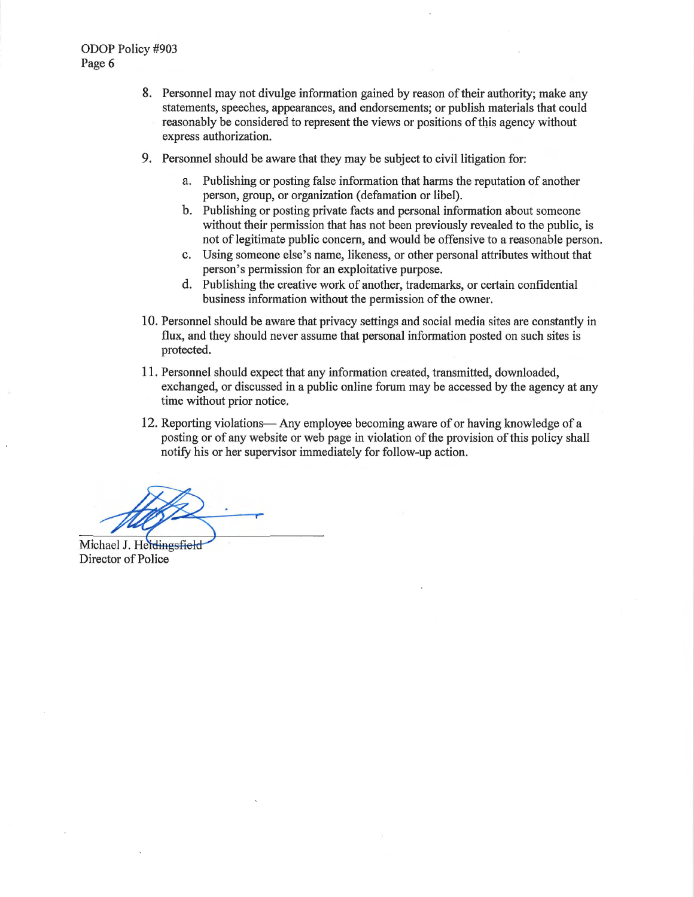8. Personnel may not divulge information gained by reason of their authority; make any statements, speeches, appearances, and endorsements; or publish materials that could reasonably be considered to represent the views or positions of this agency without express authorization.

9. Personnel should be aware that they may be subject to civil litigation for:

    a. Publishing or posting false information that harms the reputation of another person, group, or organization (defamation or libel).

    b. Publishing or posting private facts and personal information about someone without their permission that has not been previously revealed to the public, is not of legitimate public concern, and would be offensive to a reasonable person.

    c. Using someone else's name, likeness, or other personal attributes without that person's permission for an exploitative purpose.

    d. Publishing the creative work of another, trademarks, or certain confidential business information without the permission of the owner.

10. Personnel should be aware that privacy settings and social media sites are constantly in flux, and they should never assume that personal information posted on such sites is protected.

11. Personnel should expect that any information created, transmitted, downloaded, exchanged, or discussed in a public online forum may be accessed by the agency at any time without prior notice.

12. Reporting violations— Any employee becoming aware of or having knowledge of a posting or of any website or web page in violation of the provision of this policy shall notify his or her supervisor immediately for follow-up action.

Michael J. Herdingsfield
Director of Police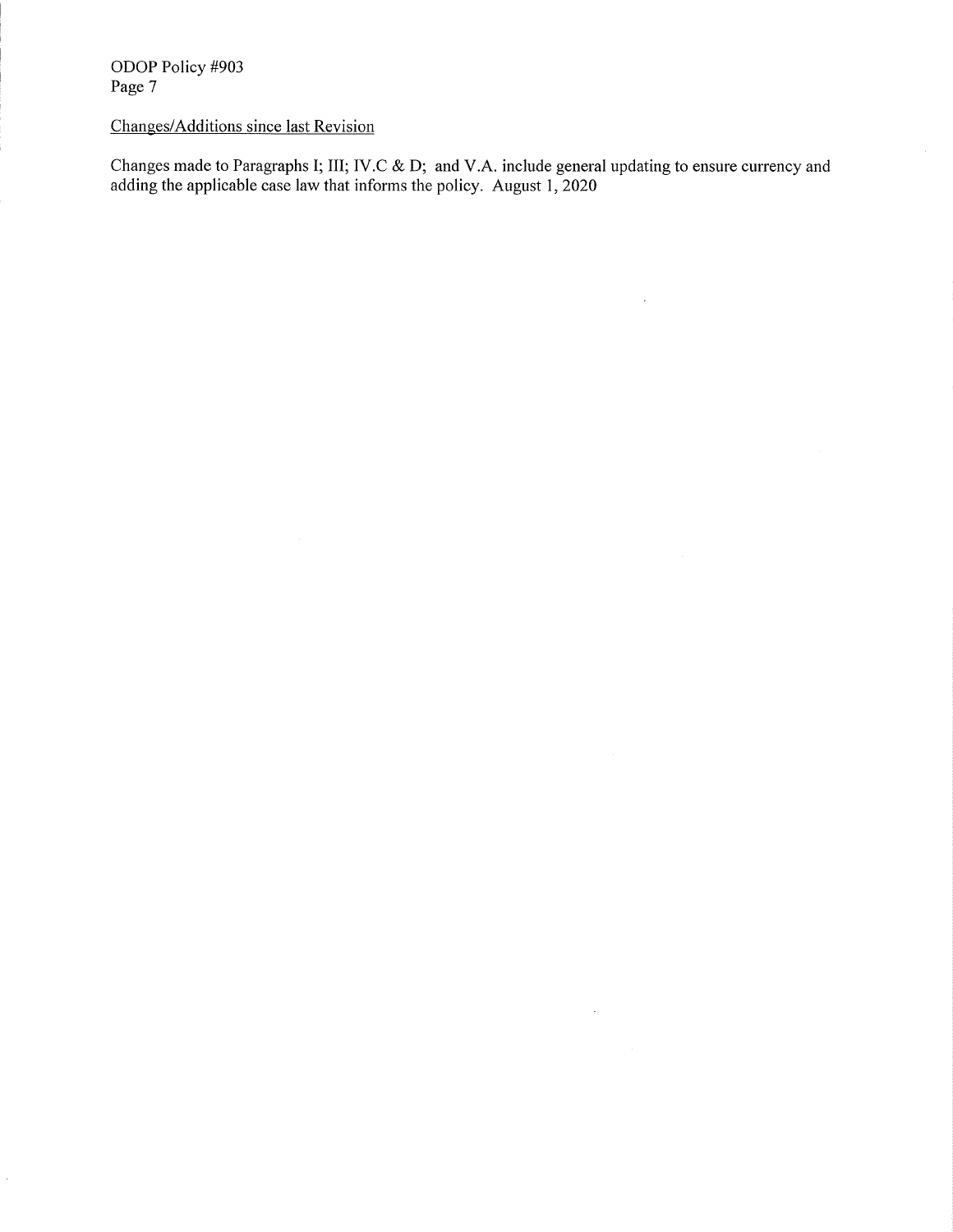<u>Changes/Additions since last Revision</u>

Changes made to Paragraphs I; III; IV.C & D; and V.A. include general updating to ensure currency and adding the applicable case law that informs the policy. August 1, 2020